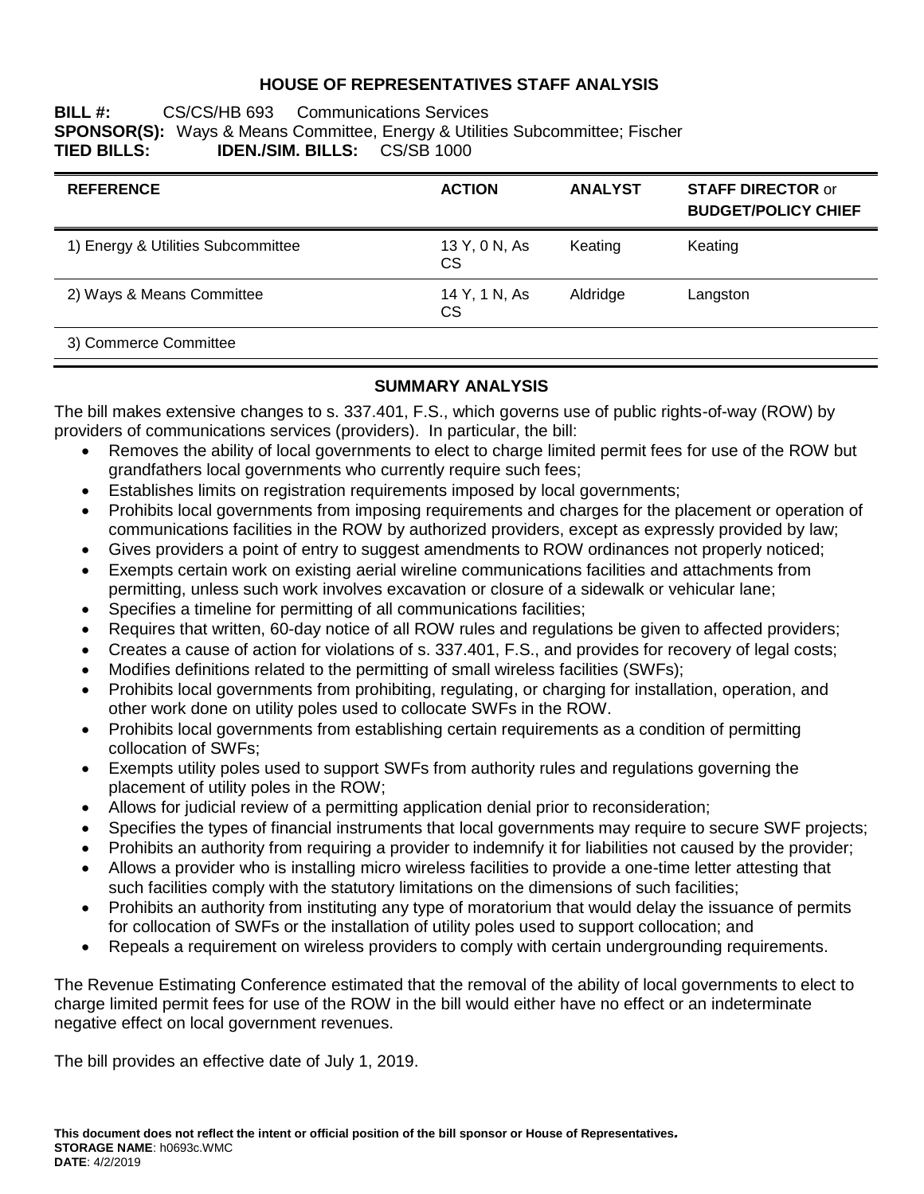# HOUSE OF REPRESENTATIVES STAFF ANALYSIS

**BILL #:** CS/CS/HB 693 Communications Services
**SPONSOR(S):** Ways & Means Committee, Energy & Utilities Subcommittee; Fischer
**TIED BILLS:** **IDEN./SIM. BILLS:** CS/SB 1000

| REFERENCE | ACTION | ANALYST | STAFF DIRECTOR or BUDGET/POLICY CHIEF |
|---|---|---|---|
| 1) Energy & Utilities Subcommittee | 13 Y, 0 N, As CS | Keating | Keating |
| 2) Ways & Means Committee | 14 Y, 1 N, As CS | Aldridge | Langston |
| 3) Commerce Committee | | | |

## SUMMARY ANALYSIS

The bill makes extensive changes to s. 337.401, F.S., which governs use of public rights-of-way (ROW) by providers of communications services (providers). In particular, the bill:

- Removes the ability of local governments to elect to charge limited permit fees for use of the ROW but grandfathers local governments who currently require such fees;
- Establishes limits on registration requirements imposed by local governments;
- Prohibits local governments from imposing requirements and charges for the placement or operation of communications facilities in the ROW by authorized providers, except as expressly provided by law;
- Gives providers a point of entry to suggest amendments to ROW ordinances not properly noticed;
- Exempts certain work on existing aerial wireline communications facilities and attachments from permitting, unless such work involves excavation or closure of a sidewalk or vehicular lane;
- Specifies a timeline for permitting of all communications facilities;
- Requires that written, 60-day notice of all ROW rules and regulations be given to affected providers;
- Creates a cause of action for violations of s. 337.401, F.S., and provides for recovery of legal costs;
- Modifies definitions related to the permitting of small wireless facilities (SWFs);
- Prohibits local governments from prohibiting, regulating, or charging for installation, operation, and other work done on utility poles used to collocate SWFs in the ROW.
- Prohibits local governments from establishing certain requirements as a condition of permitting collocation of SWFs;
- Exempts utility poles used to support SWFs from authority rules and regulations governing the placement of utility poles in the ROW;
- Allows for judicial review of a permitting application denial prior to reconsideration;
- Specifies the types of financial instruments that local governments may require to secure SWF projects;
- Prohibits an authority from requiring a provider to indemnify it for liabilities not caused by the provider;
- Allows a provider who is installing micro wireless facilities to provide a one-time letter attesting that such facilities comply with the statutory limitations on the dimensions of such facilities;
- Prohibits an authority from instituting any type of moratorium that would delay the issuance of permits for collocation of SWFs or the installation of utility poles used to support collocation; and
- Repeals a requirement on wireless providers to comply with certain undergrounding requirements.

The Revenue Estimating Conference estimated that the removal of the ability of local governments to elect to charge limited permit fees for use of the ROW in the bill would either have no effect or an indeterminate negative effect on local government revenues.

The bill provides an effective date of July 1, 2019.

**This document does not reflect the intent or official position of the bill sponsor or House of Representatives.**
**STORAGE NAME**: h0693c.WMC
**DATE**: 4/2/2019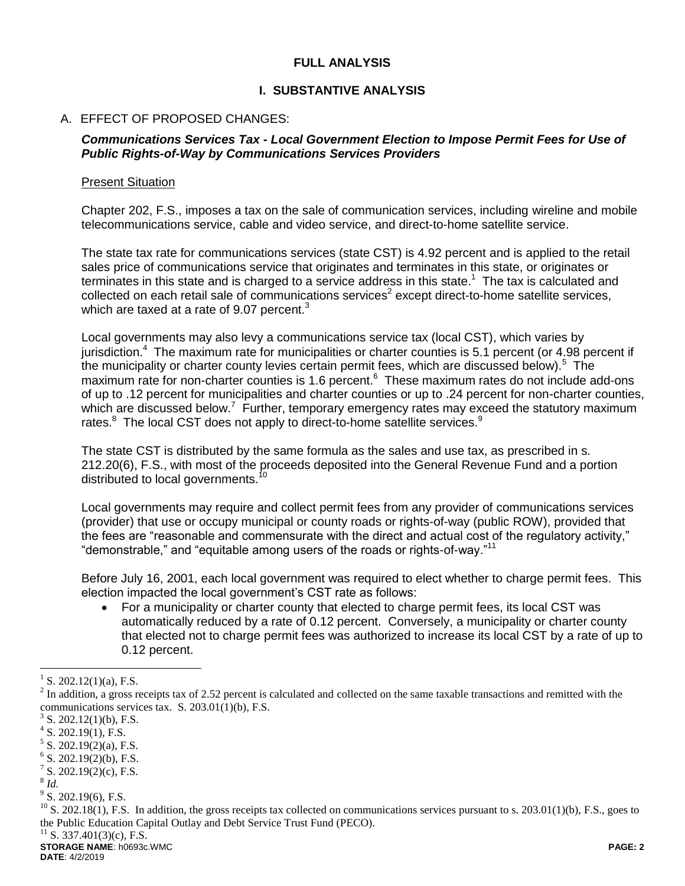## FULL ANALYSIS

## I. SUBSTANTIVE ANALYSIS

A. EFFECT OF PROPOSED CHANGES:

***Communications Services Tax - Local Government Election to Impose Permit Fees for Use of Public Rights-of-Way by Communications Services Providers***

Present Situation

Chapter 202, F.S., imposes a tax on the sale of communication services, including wireline and mobile telecommunications service, cable and video service, and direct-to-home satellite service.

The state tax rate for communications services (state CST) is 4.92 percent and is applied to the retail sales price of communications service that originates and terminates in this state, or originates or terminates in this state and is charged to a service address in this state.[1] The tax is calculated and collected on each retail sale of communications services[2] except direct-to-home satellite services, which are taxed at a rate of 9.07 percent.[3]

Local governments may also levy a communications service tax (local CST), which varies by jurisdiction.[4] The maximum rate for municipalities or charter counties is 5.1 percent (or 4.98 percent if the municipality or charter county levies certain permit fees, which are discussed below).[5] The maximum rate for non-charter counties is 1.6 percent.[6] These maximum rates do not include add-ons of up to .12 percent for municipalities and charter counties or up to .24 percent for non-charter counties, which are discussed below.[7] Further, temporary emergency rates may exceed the statutory maximum rates.[8] The local CST does not apply to direct-to-home satellite services.[9]

The state CST is distributed by the same formula as the sales and use tax, as prescribed in s. 212.20(6), F.S., with most of the proceeds deposited into the General Revenue Fund and a portion distributed to local governments.[10]

Local governments may require and collect permit fees from any provider of communications services (provider) that use or occupy municipal or county roads or rights-of-way (public ROW), provided that the fees are "reasonable and commensurate with the direct and actual cost of the regulatory activity," "demonstrable," and "equitable among users of the roads or rights-of-way."[11]

Before July 16, 2001, each local government was required to elect whether to charge permit fees. This election impacted the local government's CST rate as follows:

- For a municipality or charter county that elected to charge permit fees, its local CST was automatically reduced by a rate of 0.12 percent. Conversely, a municipality or charter county that elected not to charge permit fees was authorized to increase its local CST by a rate of up to 0.12 percent.

---

[1] S. 202.12(1)(a), F.S.

[2] In addition, a gross receipts tax of 2.52 percent is calculated and collected on the same taxable transactions and remitted with the communications services tax. S. 203.01(1)(b), F.S.

[3] S. 202.12(1)(b), F.S.

[4] S. 202.19(1), F.S.

[5] S. 202.19(2)(a), F.S.

[6] S. 202.19(2)(b), F.S.

[7] S. 202.19(2)(c), F.S.

[8] *Id.*

[9] S. 202.19(6), F.S.

[10] S. 202.18(1), F.S. In addition, the gross receipts tax collected on communications services pursuant to s. 203.01(1)(b), F.S., goes to the Public Education Capital Outlay and Debt Service Trust Fund (PECO).

[11] S. 337.401(3)(c), F.S.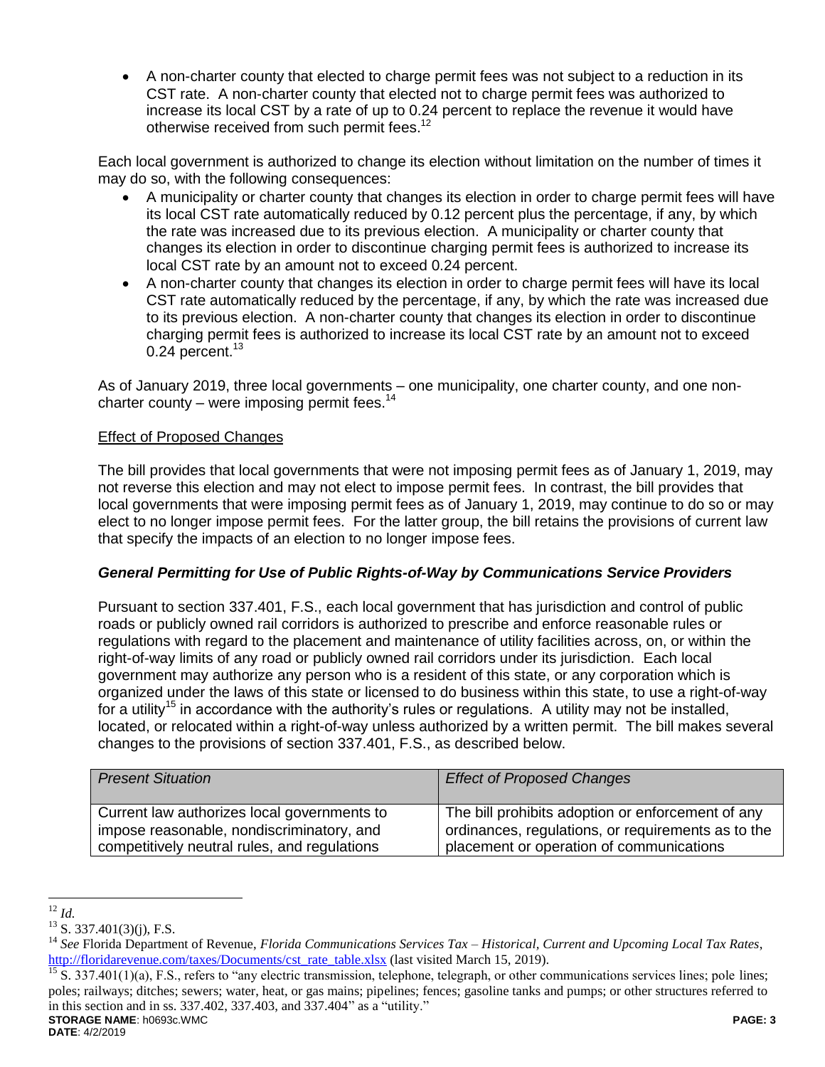- A non-charter county that elected to charge permit fees was not subject to a reduction in its CST rate. A non-charter county that elected not to charge permit fees was authorized to increase its local CST by a rate of up to 0.24 percent to replace the revenue it would have otherwise received from such permit fees.[12]

Each local government is authorized to change its election without limitation on the number of times it may do so, with the following consequences:

- A municipality or charter county that changes its election in order to charge permit fees will have its local CST rate automatically reduced by 0.12 percent plus the percentage, if any, by which the rate was increased due to its previous election. A municipality or charter county that changes its election in order to discontinue charging permit fees is authorized to increase its local CST rate by an amount not to exceed 0.24 percent.
- A non-charter county that changes its election in order to charge permit fees will have its local CST rate automatically reduced by the percentage, if any, by which the rate was increased due to its previous election. A non-charter county that changes its election in order to discontinue charging permit fees is authorized to increase its local CST rate by an amount not to exceed 0.24 percent.[13]

As of January 2019, three local governments – one municipality, one charter county, and one non-charter county – were imposing permit fees.[14]

Effect of Proposed Changes

The bill provides that local governments that were not imposing permit fees as of January 1, 2019, may not reverse this election and may not elect to impose permit fees. In contrast, the bill provides that local governments that were imposing permit fees as of January 1, 2019, may continue to do so or may elect to no longer impose permit fees. For the latter group, the bill retains the provisions of current law that specify the impacts of an election to no longer impose fees.

***General Permitting for Use of Public Rights-of-Way by Communications Service Providers***

Pursuant to section 337.401, F.S., each local government that has jurisdiction and control of public roads or publicly owned rail corridors is authorized to prescribe and enforce reasonable rules or regulations with regard to the placement and maintenance of utility facilities across, on, or within the right-of-way limits of any road or publicly owned rail corridors under its jurisdiction. Each local government may authorize any person who is a resident of this state, or any corporation which is organized under the laws of this state or licensed to do business within this state, to use a right-of-way for a utility[15] in accordance with the authority's rules or regulations. A utility may not be installed, located, or relocated within a right-of-way unless authorized by a written permit. The bill makes several changes to the provisions of section 337.401, F.S., as described below.

| *Present Situation* | *Effect of Proposed Changes* |
|---|---|
| Current law authorizes local governments to impose reasonable, nondiscriminatory, and competitively neutral rules, and regulations | The bill prohibits adoption or enforcement of any ordinances, regulations, or requirements as to the placement or operation of communications |

---

[12] *Id.*

[13] S. 337.401(3)(j), F.S.

[14] *See* Florida Department of Revenue, *Florida Communications Services Tax – Historical, Current and Upcoming Local Tax Rates*, http://floridarevenue.com/taxes/Documents/cst_rate_table.xlsx (last visited March 15, 2019).

[15] S. 337.401(1)(a), F.S., refers to "any electric transmission, telephone, telegraph, or other communications services lines; pole lines; poles; railways; ditches; sewers; water, heat, or gas mains; pipelines; fences; gasoline tanks and pumps; or other structures referred to in this section and in ss. 337.402, 337.403, and 337.404" as a "utility."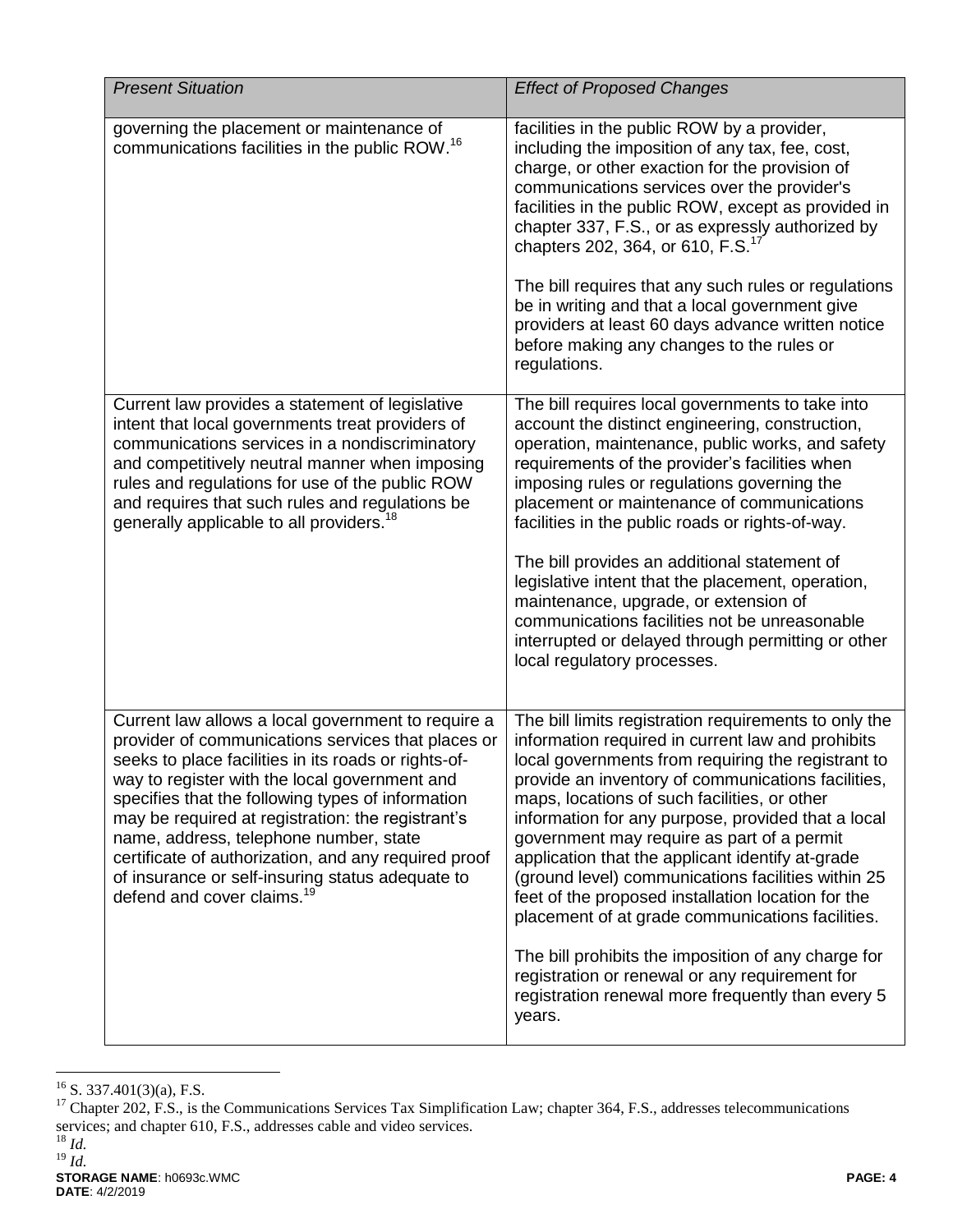| *Present Situation* | *Effect of Proposed Changes* |
|---|---|
| governing the placement or maintenance of communications facilities in the public ROW.[16] | facilities in the public ROW by a provider, including the imposition of any tax, fee, cost, charge, or other exaction for the provision of communications services over the provider's facilities in the public ROW, except as provided in chapter 337, F.S., or as expressly authorized by chapters 202, 364, or 610, F.S.[17]<br><br>The bill requires that any such rules or regulations be in writing and that a local government give providers at least 60 days advance written notice before making any changes to the rules or regulations. |
| Current law provides a statement of legislative intent that local governments treat providers of communications services in a nondiscriminatory and competitively neutral manner when imposing rules and regulations for use of the public ROW and requires that such rules and regulations be generally applicable to all providers.[18] | The bill requires local governments to take into account the distinct engineering, construction, operation, maintenance, public works, and safety requirements of the provider's facilities when imposing rules or regulations governing the placement or maintenance of communications facilities in the public roads or rights-of-way.<br><br>The bill provides an additional statement of legislative intent that the placement, operation, maintenance, upgrade, or extension of communications facilities not be unreasonable interrupted or delayed through permitting or other local regulatory processes. |
| Current law allows a local government to require a provider of communications services that places or seeks to place facilities in its roads or rights-of-way to register with the local government and specifies that the following types of information may be required at registration: the registrant's name, address, telephone number, state certificate of authorization, and any required proof of insurance or self-insuring status adequate to defend and cover claims.[19] | The bill limits registration requirements to only the information required in current law and prohibits local governments from requiring the registrant to provide an inventory of communications facilities, maps, locations of such facilities, or other information for any purpose, provided that a local government may require as part of a permit application that the applicant identify at-grade (ground level) communications facilities within 25 feet of the proposed installation location for the placement of at grade communications facilities.<br><br>The bill prohibits the imposition of any charge for registration or renewal or any requirement for registration renewal more frequently than every 5 years. |

[16] S. 337.401(3)(a), F.S.

[17] Chapter 202, F.S., is the Communications Services Tax Simplification Law; chapter 364, F.S., addresses telecommunications services; and chapter 610, F.S., addresses cable and video services.

[18] *Id.*

[19] *Id.*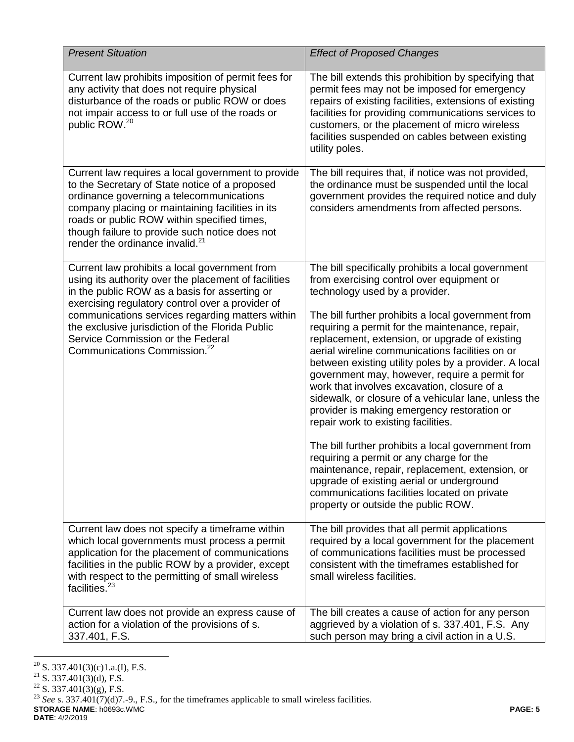| *Present Situation* | *Effect of Proposed Changes* |
|---|---|
| Current law prohibits imposition of permit fees for any activity that does not require physical disturbance of the roads or public ROW or does not impair access to or full use of the roads or public ROW.[20] | The bill extends this prohibition by specifying that permit fees may not be imposed for emergency repairs of existing facilities, extensions of existing facilities for providing communications services to customers, or the placement of micro wireless facilities suspended on cables between existing utility poles. |
| Current law requires a local government to provide to the Secretary of State notice of a proposed ordinance governing a telecommunications company placing or maintaining facilities in its roads or public ROW within specified times, though failure to provide such notice does not render the ordinance invalid.[21] | The bill requires that, if notice was not provided, the ordinance must be suspended until the local government provides the required notice and duly considers amendments from affected persons. |
| Current law prohibits a local government from using its authority over the placement of facilities in the public ROW as a basis for asserting or exercising regulatory control over a provider of communications services regarding matters within the exclusive jurisdiction of the Florida Public Service Commission or the Federal Communications Commission.[22] | The bill specifically prohibits a local government from exercising control over equipment or technology used by a provider.<br><br>The bill further prohibits a local government from requiring a permit for the maintenance, repair, replacement, extension, or upgrade of existing aerial wireline communications facilities on or between existing utility poles by a provider. A local government may, however, require a permit for work that involves excavation, closure of a sidewalk, or closure of a vehicular lane, unless the provider is making emergency restoration or repair work to existing facilities.<br><br>The bill further prohibits a local government from requiring a permit or any charge for the maintenance, repair, replacement, extension, or upgrade of existing aerial or underground communications facilities located on private property or outside the public ROW. |
| Current law does not specify a timeframe within which local governments must process a permit application for the placement of communications facilities in the public ROW by a provider, except with respect to the permitting of small wireless facilities.[23] | The bill provides that all permit applications required by a local government for the placement of communications facilities must be processed consistent with the timeframes established for small wireless facilities. |
| Current law does not provide an express cause of action for a violation of the provisions of s. 337.401, F.S. | The bill creates a cause of action for any person aggrieved by a violation of s. 337.401, F.S. Any such person may bring a civil action in a U.S. |

[20] S. 337.401(3)(c)1.a.(I), F.S.

[21] S. 337.401(3)(d), F.S.

[22] S. 337.401(3)(g), F.S.

[23] *See* s. 337.401(7)(d)7.-9., F.S., for the timeframes applicable to small wireless facilities.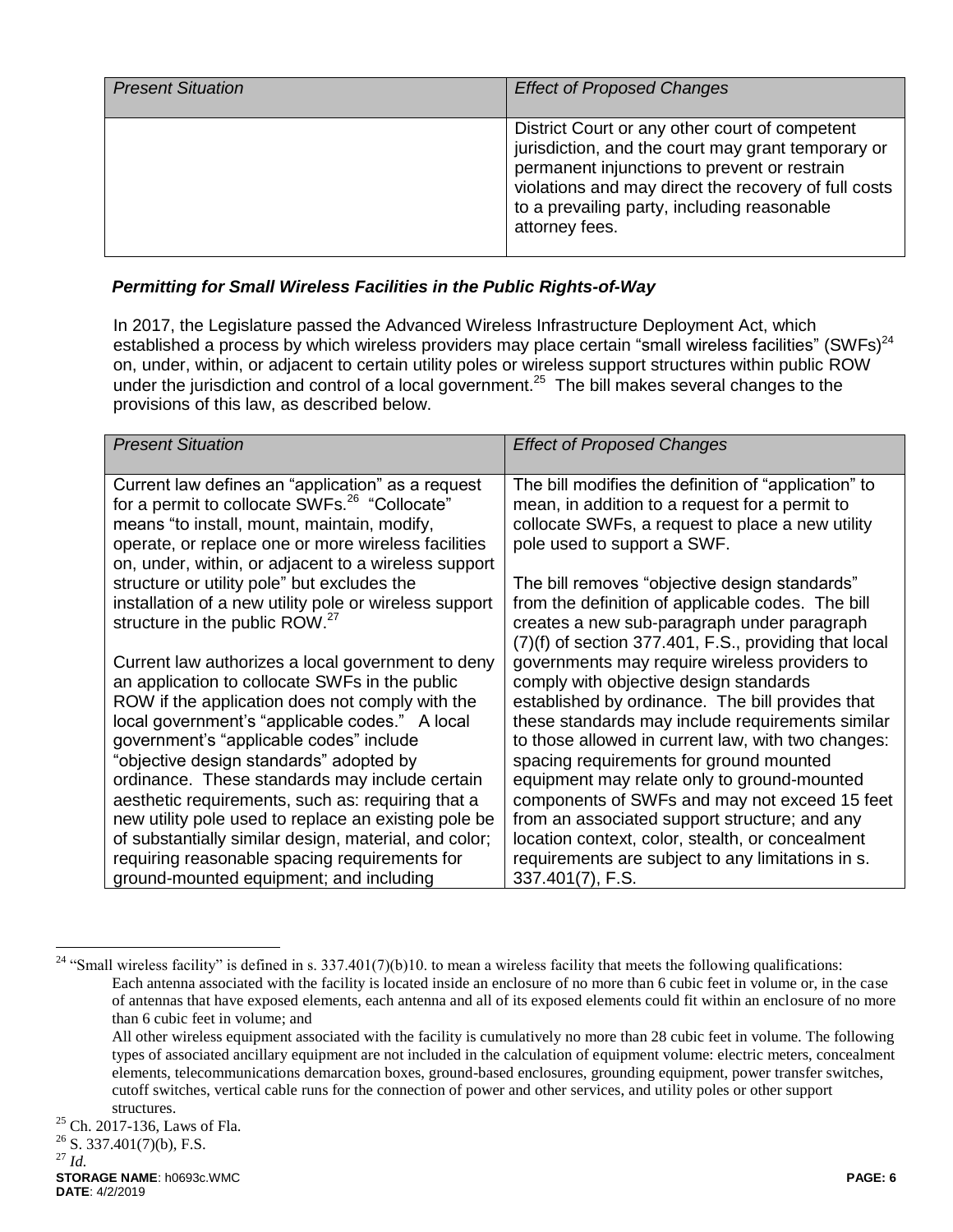| *Present Situation* | *Effect of Proposed Changes* |
|---|---|
| | District Court or any other court of competent jurisdiction, and the court may grant temporary or permanent injunctions to prevent or restrain violations and may direct the recovery of full costs to a prevailing party, including reasonable attorney fees. |

### *Permitting for Small Wireless Facilities in the Public Rights-of-Way*

In 2017, the Legislature passed the Advanced Wireless Infrastructure Deployment Act, which established a process by which wireless providers may place certain "small wireless facilities" (SWFs)[24] on, under, within, or adjacent to certain utility poles or wireless support structures within public ROW under the jurisdiction and control of a local government.[25] The bill makes several changes to the provisions of this law, as described below.

| *Present Situation* | *Effect of Proposed Changes* |
|---|---|
| Current law defines an "application" as a request for a permit to collocate SWFs.[26] "Collocate" means "to install, mount, maintain, modify, operate, or replace one or more wireless facilities on, under, within, or adjacent to a wireless support structure or utility pole" but excludes the installation of a new utility pole or wireless support structure in the public ROW.[27]<br><br>Current law authorizes a local government to deny an application to collocate SWFs in the public ROW if the application does not comply with the local government's "applicable codes." A local government's "applicable codes" include "objective design standards" adopted by ordinance. These standards may include certain aesthetic requirements, such as: requiring that a new utility pole used to replace an existing pole be of substantially similar design, material, and color; requiring reasonable spacing requirements for ground-mounted equipment; and including | The bill modifies the definition of "application" to mean, in addition to a request for a permit to collocate SWFs, a request to place a new utility pole used to support a SWF.<br><br>The bill removes "objective design standards" from the definition of applicable codes. The bill creates a new sub-paragraph under paragraph (7)(f) of section 377.401, F.S., providing that local governments may require wireless providers to comply with objective design standards established by ordinance. The bill provides that these standards may include requirements similar to those allowed in current law, with two changes: spacing requirements for ground mounted equipment may relate only to ground-mounted components of SWFs and may not exceed 15 feet from an associated support structure; and any location context, color, stealth, or concealment requirements are subject to any limitations in s. 337.401(7), F.S. |

---

[24] "Small wireless facility" is defined in s. 337.401(7)(b)10. to mean a wireless facility that meets the following qualifications:
Each antenna associated with the facility is located inside an enclosure of no more than 6 cubic feet in volume or, in the case of antennas that have exposed elements, each antenna and all of its exposed elements could fit within an enclosure of no more than 6 cubic feet in volume; and
All other wireless equipment associated with the facility is cumulatively no more than 28 cubic feet in volume. The following types of associated ancillary equipment are not included in the calculation of equipment volume: electric meters, concealment elements, telecommunications demarcation boxes, ground-based enclosures, grounding equipment, power transfer switches, cutoff switches, vertical cable runs for the connection of power and other services, and utility poles or other support structures.

[25] Ch. 2017-136, Laws of Fla.

[26] S. 337.401(7)(b), F.S.

[27] *Id.*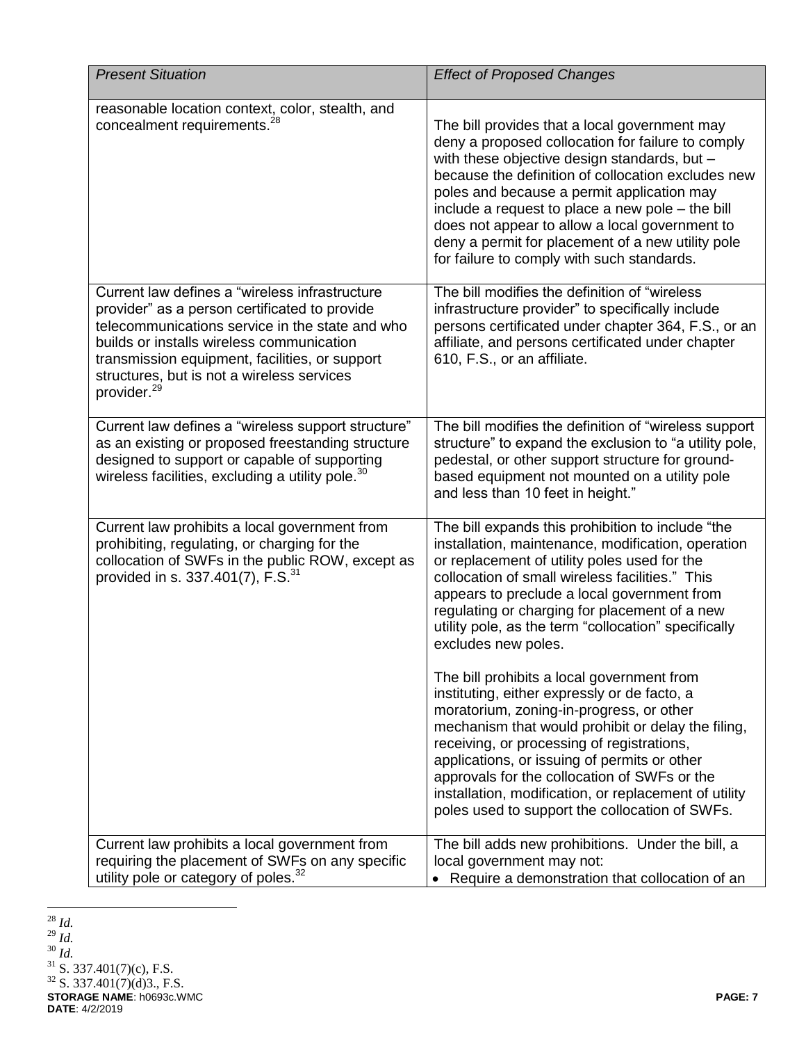| *Present Situation* | *Effect of Proposed Changes* |
| --- | --- |
| reasonable location context, color, stealth, and concealment requirements.[28] | The bill provides that a local government may deny a proposed collocation for failure to comply with these objective design standards, but – because the definition of collocation excludes new poles and because a permit application may include a request to place a new pole – the bill does not appear to allow a local government to deny a permit for placement of a new utility pole for failure to comply with such standards. |
| Current law defines a "wireless infrastructure provider" as a person certificated to provide telecommunications service in the state and who builds or installs wireless communication transmission equipment, facilities, or support structures, but is not a wireless services provider.[29] | The bill modifies the definition of "wireless infrastructure provider" to specifically include persons certificated under chapter 364, F.S., or an affiliate, and persons certificated under chapter 610, F.S., or an affiliate. |
| Current law defines a "wireless support structure" as an existing or proposed freestanding structure designed to support or capable of supporting wireless facilities, excluding a utility pole.[30] | The bill modifies the definition of "wireless support structure" to expand the exclusion to "a utility pole, pedestal, or other support structure for ground-based equipment not mounted on a utility pole and less than 10 feet in height." |
| Current law prohibits a local government from prohibiting, regulating, or charging for the collocation of SWFs in the public ROW, except as provided in s. 337.401(7), F.S.[31] | The bill expands this prohibition to include "the installation, maintenance, modification, operation or replacement of utility poles used for the collocation of small wireless facilities." This appears to preclude a local government from regulating or charging for placement of a new utility pole, as the term "collocation" specifically excludes new poles.<br><br>The bill prohibits a local government from instituting, either expressly or de facto, a moratorium, zoning-in-progress, or other mechanism that would prohibit or delay the filing, receiving, or processing of registrations, applications, or issuing of permits or other approvals for the collocation of SWFs or the installation, modification, or replacement of utility poles used to support the collocation of SWFs. |
| Current law prohibits a local government from requiring the placement of SWFs on any specific utility pole or category of poles.[32] | The bill adds new prohibitions. Under the bill, a local government may not:<br>• Require a demonstration that collocation of an |

[28] *Id.*
[29] *Id.*
[30] *Id.*
[31] S. 337.401(7)(c), F.S.
[32] S. 337.401(7)(d)3., F.S.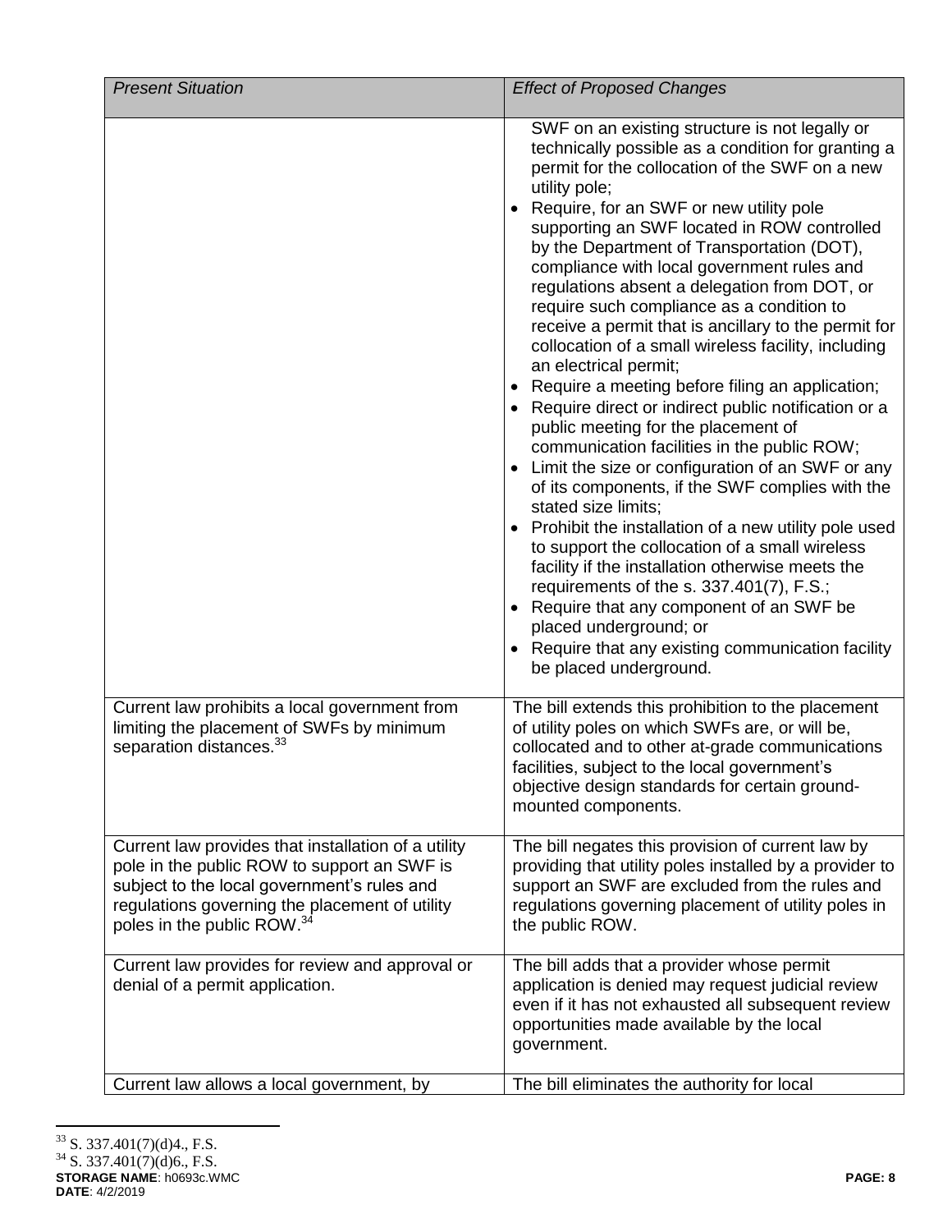| *Present Situation* | *Effect of Proposed Changes* |
|---|---|
| | SWF on an existing structure is not legally or technically possible as a condition for granting a permit for the collocation of the SWF on a new utility pole;<br>• Require, for an SWF or new utility pole supporting an SWF located in ROW controlled by the Department of Transportation (DOT), compliance with local government rules and regulations absent a delegation from DOT, or require such compliance as a condition to receive a permit that is ancillary to the permit for collocation of a small wireless facility, including an electrical permit;<br>• Require a meeting before filing an application;<br>• Require direct or indirect public notification or a public meeting for the placement of communication facilities in the public ROW;<br>• Limit the size or configuration of an SWF or any of its components, if the SWF complies with the stated size limits;<br>• Prohibit the installation of a new utility pole used to support the collocation of a small wireless facility if the installation otherwise meets the requirements of the s. 337.401(7), F.S.;<br>• Require that any component of an SWF be placed underground; or<br>• Require that any existing communication facility be placed underground. |
| Current law prohibits a local government from limiting the placement of SWFs by minimum separation distances.[33] | The bill extends this prohibition to the placement of utility poles on which SWFs are, or will be, collocated and to other at-grade communications facilities, subject to the local government's objective design standards for certain ground-mounted components. |
| Current law provides that installation of a utility pole in the public ROW to support an SWF is subject to the local government's rules and regulations governing the placement of utility poles in the public ROW.[34] | The bill negates this provision of current law by providing that utility poles installed by a provider to support an SWF are excluded from the rules and regulations governing placement of utility poles in the public ROW. |
| Current law provides for review and approval or denial of a permit application. | The bill adds that a provider whose permit application is denied may request judicial review even if it has not exhausted all subsequent review opportunities made available by the local government. |
| Current law allows a local government, by | The bill eliminates the authority for local |

[33] S. 337.401(7)(d)4., F.S.

[34] S. 337.401(7)(d)6., F.S.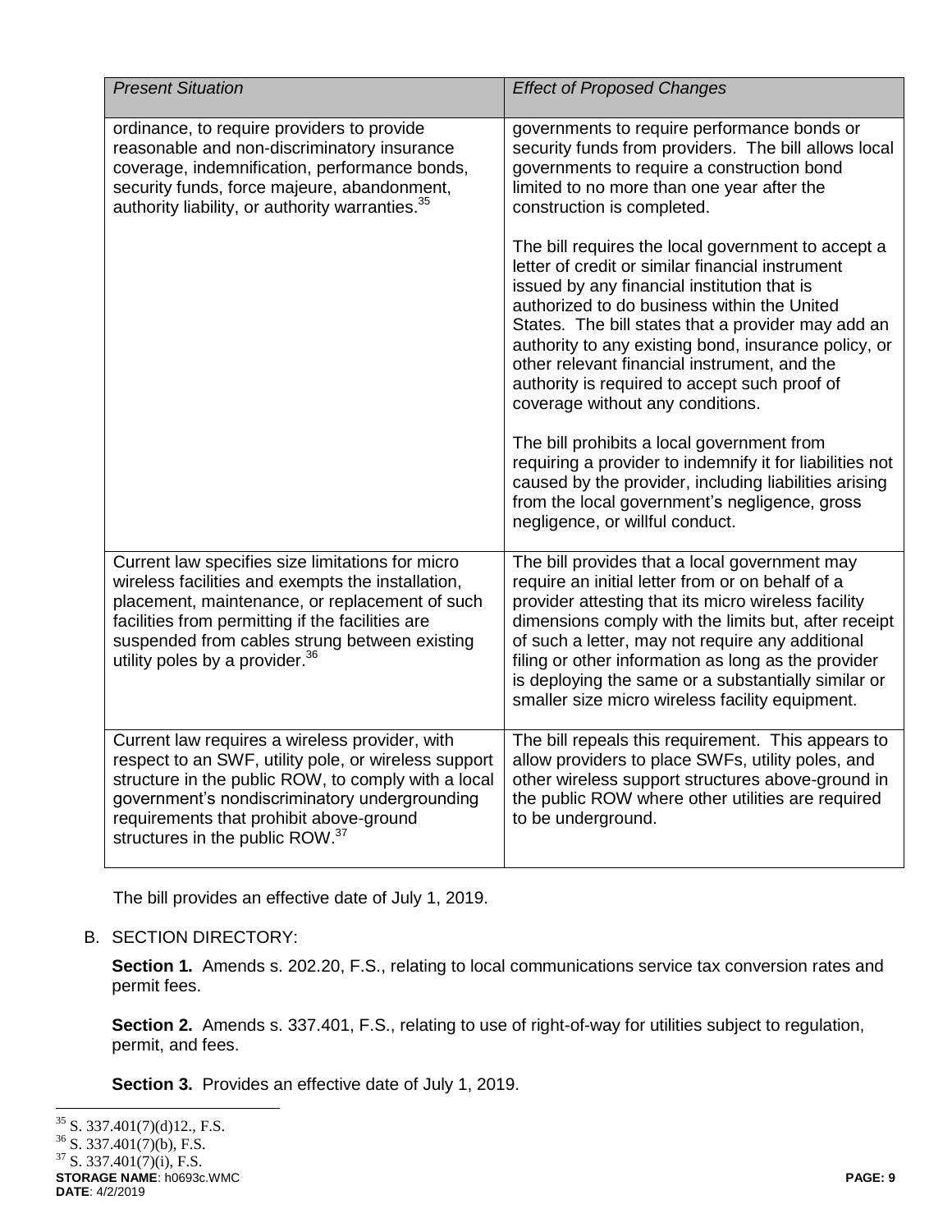| *Present Situation* | *Effect of Proposed Changes* |
| --- | --- |
| ordinance, to require providers to provide reasonable and non-discriminatory insurance coverage, indemnification, performance bonds, security funds, force majeure, abandonment, authority liability, or authority warranties.[35] | governments to require performance bonds or security funds from providers. The bill allows local governments to require a construction bond limited to no more than one year after the construction is completed. <br><br> The bill requires the local government to accept a letter of credit or similar financial instrument issued by any financial institution that is authorized to do business within the United States. The bill states that a provider may add an authority to any existing bond, insurance policy, or other relevant financial instrument, and the authority is required to accept such proof of coverage without any conditions. <br><br> The bill prohibits a local government from requiring a provider to indemnify it for liabilities not caused by the provider, including liabilities arising from the local government's negligence, gross negligence, or willful conduct. |
| Current law specifies size limitations for micro wireless facilities and exempts the installation, placement, maintenance, or replacement of such facilities from permitting if the facilities are suspended from cables strung between existing utility poles by a provider.[36] | The bill provides that a local government may require an initial letter from or on behalf of a provider attesting that its micro wireless facility dimensions comply with the limits but, after receipt of such a letter, may not require any additional filing or other information as long as the provider is deploying the same or a substantially similar or smaller size micro wireless facility equipment. |
| Current law requires a wireless provider, with respect to an SWF, utility pole, or wireless support structure in the public ROW, to comply with a local government's nondiscriminatory undergrounding requirements that prohibit above-ground structures in the public ROW.[37] | The bill repeals this requirement. This appears to allow providers to place SWFs, utility poles, and other wireless support structures above-ground in the public ROW where other utilities are required to be underground. |

The bill provides an effective date of July 1, 2019.

B. SECTION DIRECTORY:

**Section 1.** Amends s. 202.20, F.S., relating to local communications service tax conversion rates and permit fees.

**Section 2.** Amends s. 337.401, F.S., relating to use of right-of-way for utilities subject to regulation, permit, and fees.

**Section 3.** Provides an effective date of July 1, 2019.

[35] S. 337.401(7)(d)12., F.S.
[36] S. 337.401(7)(b), F.S.
[37] S. 337.401(7)(i), F.S.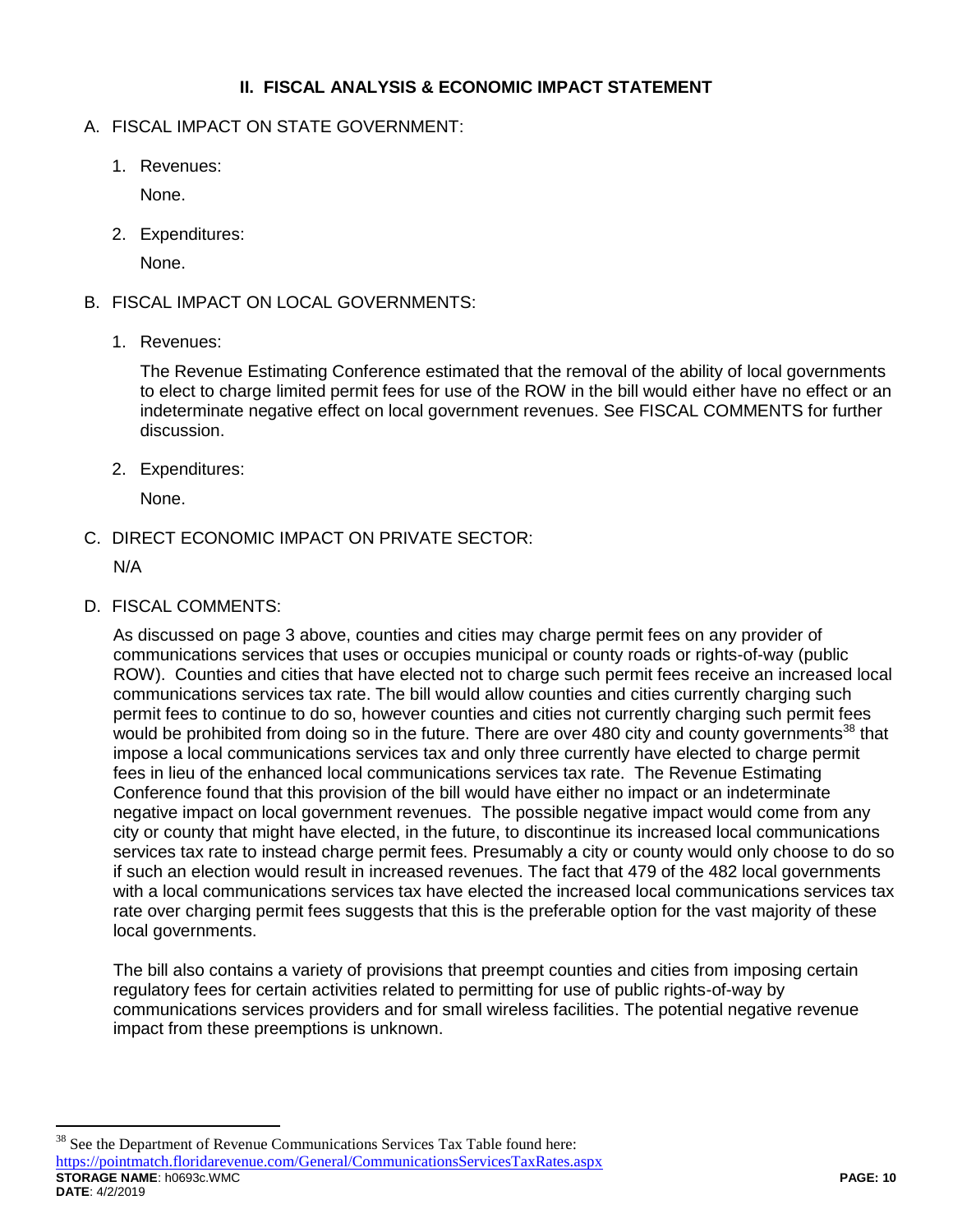## II. FISCAL ANALYSIS & ECONOMIC IMPACT STATEMENT

A. FISCAL IMPACT ON STATE GOVERNMENT:

1. Revenues:

   None.

2. Expenditures:

   None.

B. FISCAL IMPACT ON LOCAL GOVERNMENTS:

1. Revenues:

   The Revenue Estimating Conference estimated that the removal of the ability of local governments to elect to charge limited permit fees for use of the ROW in the bill would either have no effect or an indeterminate negative effect on local government revenues. See FISCAL COMMENTS for further discussion.

2. Expenditures:

   None.

C. DIRECT ECONOMIC IMPACT ON PRIVATE SECTOR:

   N/A

D. FISCAL COMMENTS:

   As discussed on page 3 above, counties and cities may charge permit fees on any provider of communications services that uses or occupies municipal or county roads or rights-of-way (public ROW). Counties and cities that have elected not to charge such permit fees receive an increased local communications services tax rate. The bill would allow counties and cities currently charging such permit fees to continue to do so, however counties and cities not currently charging such permit fees would be prohibited from doing so in the future. There are over 480 city and county governments[38] that impose a local communications services tax and only three currently have elected to charge permit fees in lieu of the enhanced local communications services tax rate. The Revenue Estimating Conference found that this provision of the bill would have either no impact or an indeterminate negative impact on local government revenues. The possible negative impact would come from any city or county that might have elected, in the future, to discontinue its increased local communications services tax rate to instead charge permit fees. Presumably a city or county would only choose to do so if such an election would result in increased revenues. The fact that 479 of the 482 local governments with a local communications services tax have elected the increased local communications services tax rate over charging permit fees suggests that this is the preferable option for the vast majority of these local governments.

   The bill also contains a variety of provisions that preempt counties and cities from imposing certain regulatory fees for certain activities related to permitting for use of public rights-of-way by communications services providers and for small wireless facilities. The potential negative revenue impact from these preemptions is unknown.

---

[38] See the Department of Revenue Communications Services Tax Table found here: https://pointmatch.floridarevenue.com/General/CommunicationsServicesTaxRates.aspx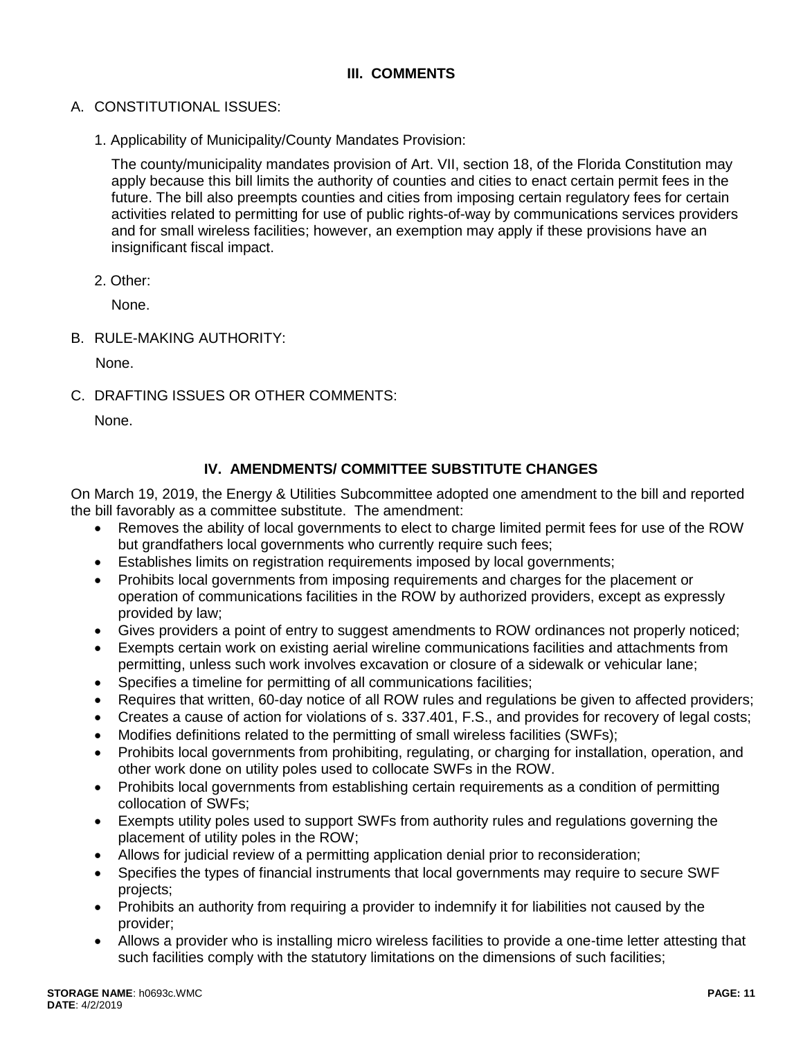## III. COMMENTS

### A. CONSTITUTIONAL ISSUES:

1. Applicability of Municipality/County Mandates Provision:

   The county/municipality mandates provision of Art. VII, section 18, of the Florida Constitution may apply because this bill limits the authority of counties and cities to enact certain permit fees in the future. The bill also preempts counties and cities from imposing certain regulatory fees for certain activities related to permitting for use of public rights-of-way by communications services providers and for small wireless facilities; however, an exemption may apply if these provisions have an insignificant fiscal impact.

2. Other:

   None.

### B. RULE-MAKING AUTHORITY:

None.

### C. DRAFTING ISSUES OR OTHER COMMENTS:

None.

## IV. AMENDMENTS/ COMMITTEE SUBSTITUTE CHANGES

On March 19, 2019, the Energy & Utilities Subcommittee adopted one amendment to the bill and reported the bill favorably as a committee substitute. The amendment:

- Removes the ability of local governments to elect to charge limited permit fees for use of the ROW but grandfathers local governments who currently require such fees;
- Establishes limits on registration requirements imposed by local governments;
- Prohibits local governments from imposing requirements and charges for the placement or operation of communications facilities in the ROW by authorized providers, except as expressly provided by law;
- Gives providers a point of entry to suggest amendments to ROW ordinances not properly noticed;
- Exempts certain work on existing aerial wireline communications facilities and attachments from permitting, unless such work involves excavation or closure of a sidewalk or vehicular lane;
- Specifies a timeline for permitting of all communications facilities;
- Requires that written, 60-day notice of all ROW rules and regulations be given to affected providers;
- Creates a cause of action for violations of s. 337.401, F.S., and provides for recovery of legal costs;
- Modifies definitions related to the permitting of small wireless facilities (SWFs);
- Prohibits local governments from prohibiting, regulating, or charging for installation, operation, and other work done on utility poles used to collocate SWFs in the ROW.
- Prohibits local governments from establishing certain requirements as a condition of permitting collocation of SWFs;
- Exempts utility poles used to support SWFs from authority rules and regulations governing the placement of utility poles in the ROW;
- Allows for judicial review of a permitting application denial prior to reconsideration;
- Specifies the types of financial instruments that local governments may require to secure SWF projects;
- Prohibits an authority from requiring a provider to indemnify it for liabilities not caused by the provider;
- Allows a provider who is installing micro wireless facilities to provide a one-time letter attesting that such facilities comply with the statutory limitations on the dimensions of such facilities;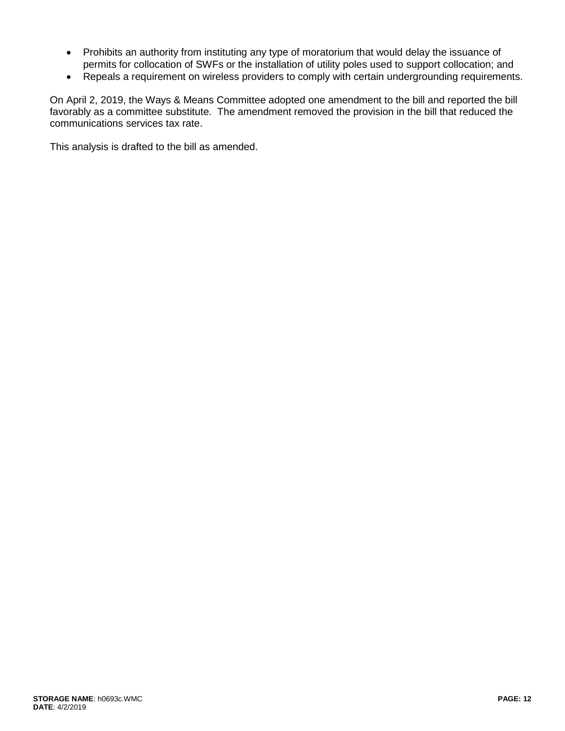- Prohibits an authority from instituting any type of moratorium that would delay the issuance of permits for collocation of SWFs or the installation of utility poles used to support collocation; and
- Repeals a requirement on wireless providers to comply with certain undergrounding requirements.

On April 2, 2019, the Ways & Means Committee adopted one amendment to the bill and reported the bill favorably as a committee substitute. The amendment removed the provision in the bill that reduced the communications services tax rate.

This analysis is drafted to the bill as amended.